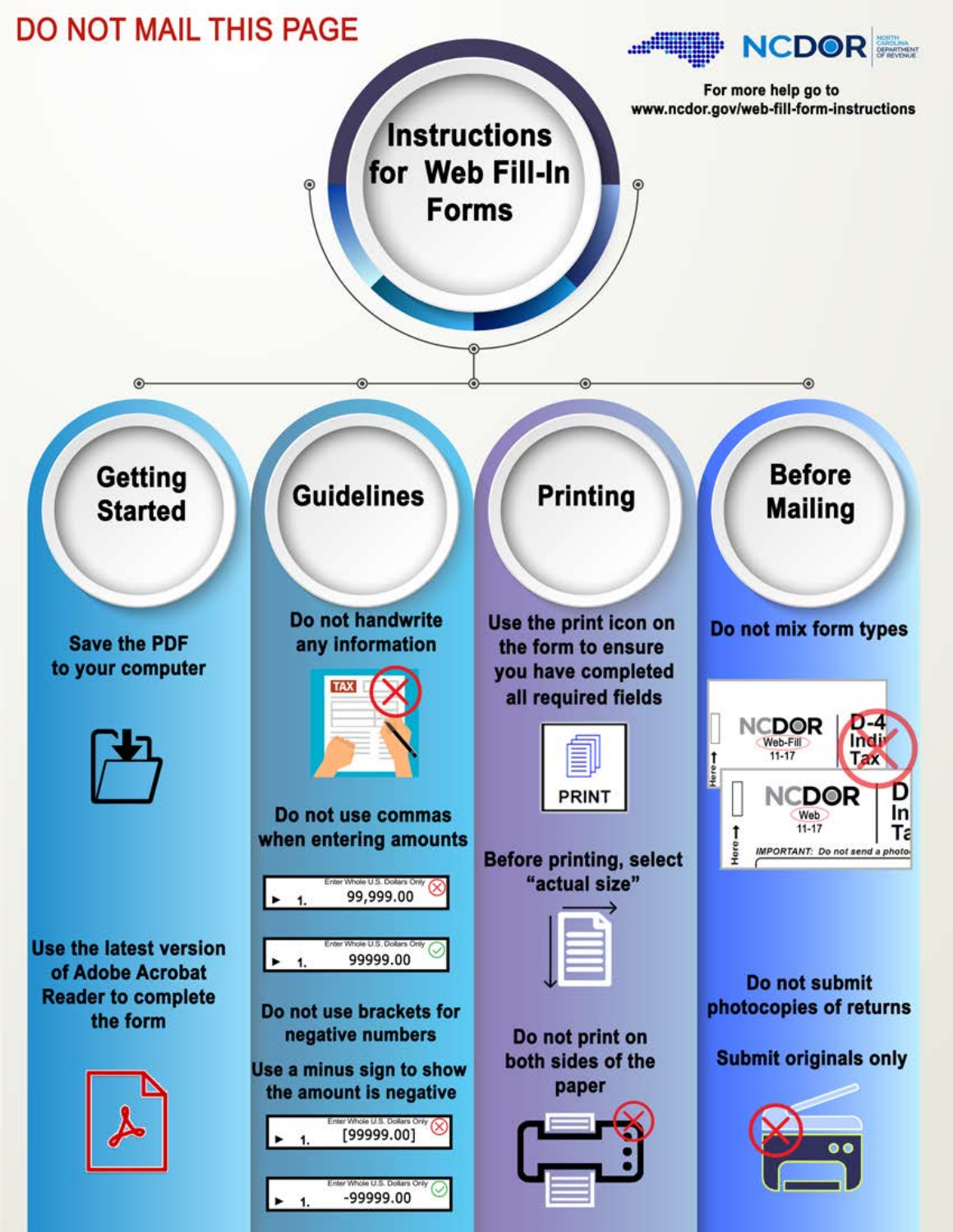DO NOT MAIL THIS PAGE

NCDOR

For more help go to
www.ncdor.gov/web-fill-form-instructions

# Instructions for Web Fill-In Forms

## Getting Started

Save the PDF to your computer

Use the latest version of Adobe Acrobat Reader to complete the form

## Guidelines

Do not handwrite any information

Do not use commas when entering amounts

- 1. 99,999.00 (incorrect)
- 1. 99999.00 (correct)

Do not use brackets for negative numbers

Use a minus sign to show the amount is negative

- 1. [99999.00] (incorrect)
- 1. -99999.00 (correct)

## Printing

Use the print icon on the form to ensure you have completed all required fields

PRINT

Before printing, select "actual size"

Do not print on both sides of the paper

## Before Mailing

Do not mix form types

Do not submit photocopies of returns

Submit originals only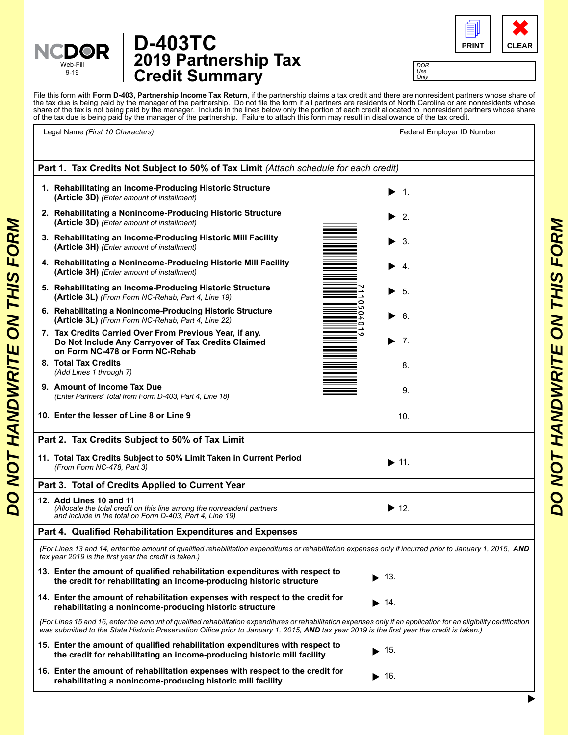# D-403TC
## 2019 Partnership Tax Credit Summary

NCDOR Web-Fill 9-19

PRINT CLEAR

DOR Use Only

File this form with **Form D-403, Partnership Income Tax Return**, if the partnership claims a tax credit and there are nonresident partners whose share of the tax due is being paid by the manager of the partnership. Do not file the form if all partners are residents of North Carolina or are nonresidents whose share of the tax is not being paid by the manager. Include in the lines below only the portion of each credit allocated to nonresident partners whose share of the tax due is being paid by the manager of the partnership. Failure to attach this form may result in disallowance of the tax credit.

Legal Name *(First 10 Characters)*

Federal Employer ID Number

### Part 1. Tax Credits Not Subject to 50% of Tax Limit *(Attach schedule for each credit)*

1. **Rehabilitating an Income-Producing Historic Structure (Article 3D)** *(Enter amount of installment)* ▶ 1.
2. **Rehabilitating a Nonincome-Producing Historic Structure (Article 3D)** *(Enter amount of installment)* ▶ 2.
3. **Rehabilitating an Income-Producing Historic Mill Facility (Article 3H)** *(Enter amount of installment)* ▶ 3.
4. **Rehabilitating a Nonincome-Producing Historic Mill Facility (Article 3H)** *(Enter amount of installment)* ▶ 4.
5. **Rehabilitating an Income-Producing Historic Structure (Article 3L)** *(From Form NC-Rehab, Part 4, Line 19)* ▶ 5.
6. **Rehabilitating a Nonincome-Producing Historic Structure (Article 3L)** *(From Form NC-Rehab, Part 4, Line 22)* ▶ 6.
7. **Tax Credits Carried Over From Previous Year, if any. Do Not Include Any Carryover of Tax Credits Claimed on Form NC-478 or Form NC-Rehab** ▶ 7.
8. **Total Tax Credits** *(Add Lines 1 through 7)* 8.
9. **Amount of Income Tax Due** *(Enter Partners' Total from Form D-403, Part 4, Line 18)* 9.
10. **Enter the lesser of Line 8 or Line 9** 10.

71105040019

### Part 2. Tax Credits Subject to 50% of Tax Limit

11. **Total Tax Credits Subject to 50% Limit Taken in Current Period** *(From Form NC-478, Part 3)* ▶ 11.

### Part 3. Total of Credits Applied to Current Year

12. **Add Lines 10 and 11** *(Allocate the total credit on this line among the nonresident partners and include in the total on Form D-403, Part 4, Line 19)* ▶ 12.

### Part 4. Qualified Rehabilitation Expenditures and Expenses

*(For Lines 13 and 14, enter the amount of qualified rehabilitation expenditures or rehabilitation expenses only if incurred prior to January 1, 2015,* ***AND*** *tax year 2019 is the first year the credit is taken.)*

13. **Enter the amount of qualified rehabilitation expenditures with respect to the credit for rehabilitating an income-producing historic structure** ▶ 13.
14. **Enter the amount of rehabilitation expenses with respect to the credit for rehabilitating a nonincome-producing historic structure** ▶ 14.

*(For Lines 15 and 16, enter the amount of qualified rehabilitation expenditures or rehabilitation expenses only if an application for an eligibility certification was submitted to the State Historic Preservation Office prior to January 1, 2015,* ***AND*** *tax year 2019 is the first year the credit is taken.)*

15. **Enter the amount of qualified rehabilitation expenditures with respect to the credit for rehabilitating an income-producing historic mill facility** ▶ 15.
16. **Enter the amount of rehabilitation expenses with respect to the credit for rehabilitating a nonincome-producing historic mill facility** ▶ 16.

DO NOT HANDWRITE ON THIS FORM